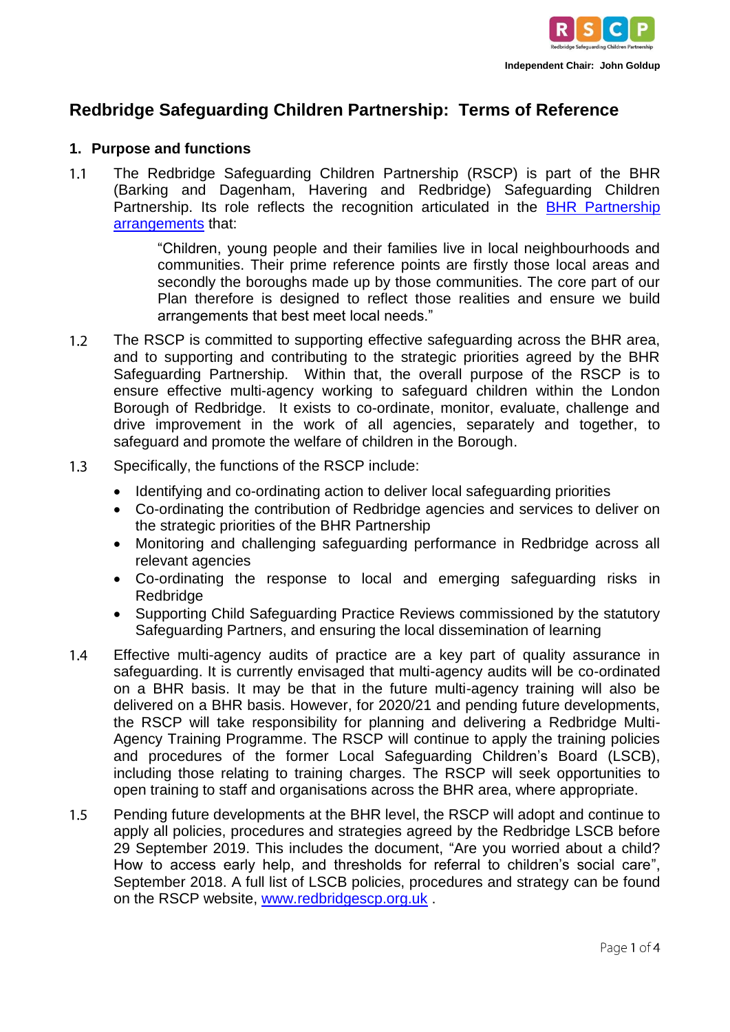Independent Chair: John Goldup

# Redbridge Safeguarding Children Partnership: Terms of Reference

## 1. Purpose and functions

1.1 The Redbridge Safeguarding Children Partnership (RSCP) is part of the BHR (Barking and Dagenham, Havering and Redbridge) Safeguarding Children Partnership. Its role reflects the recognition articulated in the BHR Partnership arrangements that:

> "Children, young people and their families live in local neighbourhoods and communities. Their prime reference points are firstly those local areas and secondly the boroughs made up by those communities. The core part of our Plan therefore is designed to reflect those realities and ensure we build arrangements that best meet local needs."

1.2 The RSCP is committed to supporting effective safeguarding across the BHR area, and to supporting and contributing to the strategic priorities agreed by the BHR Safeguarding Partnership. Within that, the overall purpose of the RSCP is to ensure effective multi-agency working to safeguard children within the London Borough of Redbridge. It exists to co-ordinate, monitor, evaluate, challenge and drive improvement in the work of all agencies, separately and together, to safeguard and promote the welfare of children in the Borough.

1.3 Specifically, the functions of the RSCP include:

- Identifying and co-ordinating action to deliver local safeguarding priorities
- Co-ordinating the contribution of Redbridge agencies and services to deliver on the strategic priorities of the BHR Partnership
- Monitoring and challenging safeguarding performance in Redbridge across all relevant agencies
- Co-ordinating the response to local and emerging safeguarding risks in Redbridge
- Supporting Child Safeguarding Practice Reviews commissioned by the statutory Safeguarding Partners, and ensuring the local dissemination of learning

1.4 Effective multi-agency audits of practice are a key part of quality assurance in safeguarding. It is currently envisaged that multi-agency audits will be co-ordinated on a BHR basis. It may be that in the future multi-agency training will also be delivered on a BHR basis. However, for 2020/21 and pending future developments, the RSCP will take responsibility for planning and delivering a Redbridge Multi-Agency Training Programme. The RSCP will continue to apply the training policies and procedures of the former Local Safeguarding Children's Board (LSCB), including those relating to training charges. The RSCP will seek opportunities to open training to staff and organisations across the BHR area, where appropriate.

1.5 Pending future developments at the BHR level, the RSCP will adopt and continue to apply all policies, procedures and strategies agreed by the Redbridge LSCB before 29 September 2019. This includes the document, "Are you worried about a child? How to access early help, and thresholds for referral to children's social care", September 2018. A full list of LSCB policies, procedures and strategy can be found on the RSCP website, www.redbridgescp.org.uk .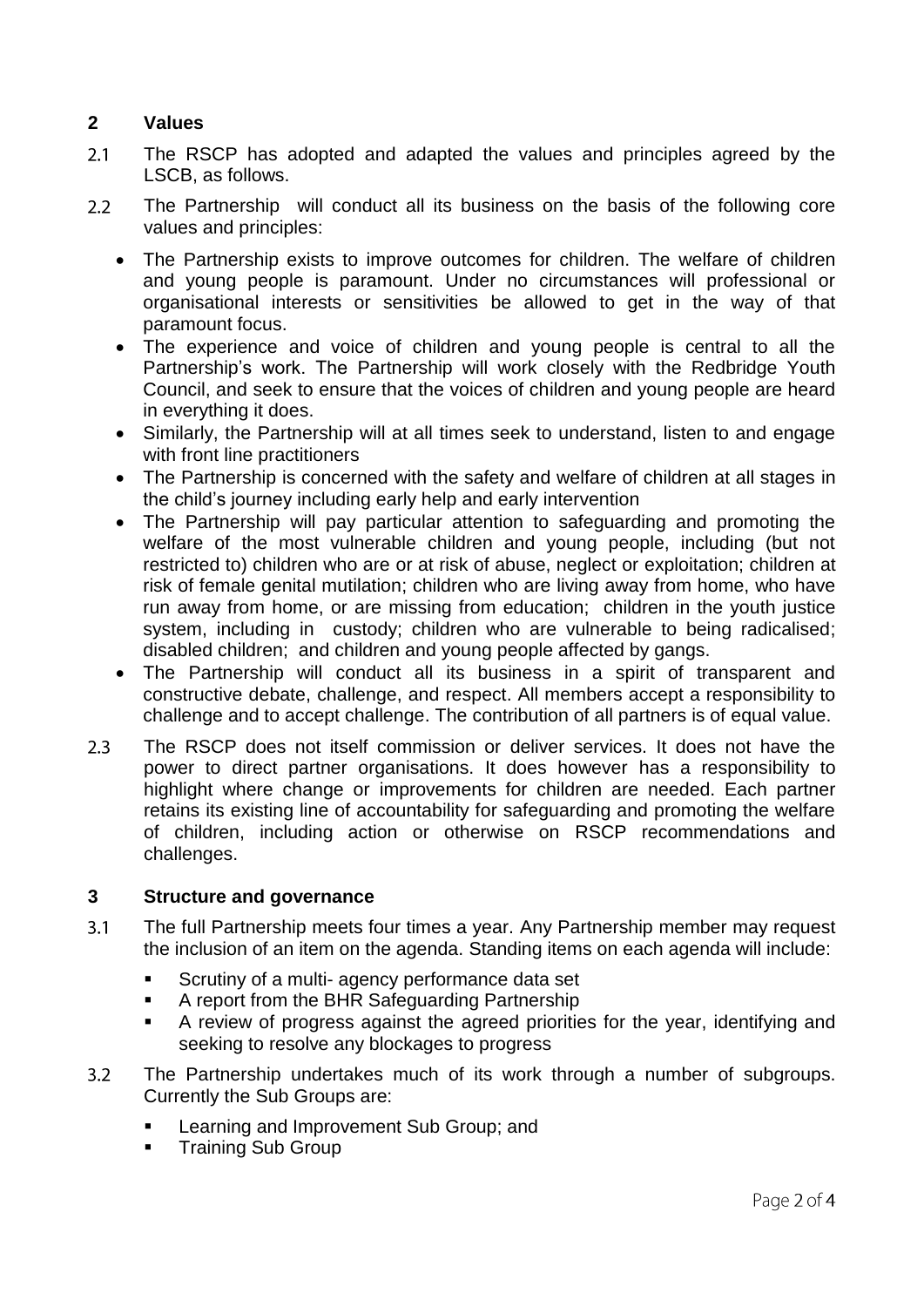## 2 Values

2.1 The RSCP has adopted and adapted the values and principles agreed by the LSCB, as follows.

2.2 The Partnership will conduct all its business on the basis of the following core values and principles:

- The Partnership exists to improve outcomes for children. The welfare of children and young people is paramount. Under no circumstances will professional or organisational interests or sensitivities be allowed to get in the way of that paramount focus.
- The experience and voice of children and young people is central to all the Partnership's work. The Partnership will work closely with the Redbridge Youth Council, and seek to ensure that the voices of children and young people are heard in everything it does.
- Similarly, the Partnership will at all times seek to understand, listen to and engage with front line practitioners
- The Partnership is concerned with the safety and welfare of children at all stages in the child's journey including early help and early intervention
- The Partnership will pay particular attention to safeguarding and promoting the welfare of the most vulnerable children and young people, including (but not restricted to) children who are or at risk of abuse, neglect or exploitation; children at risk of female genital mutilation; children who are living away from home, who have run away from home, or are missing from education; children in the youth justice system, including in custody; children who are vulnerable to being radicalised; disabled children; and children and young people affected by gangs.
- The Partnership will conduct all its business in a spirit of transparent and constructive debate, challenge, and respect. All members accept a responsibility to challenge and to accept challenge. The contribution of all partners is of equal value.

2.3 The RSCP does not itself commission or deliver services. It does not have the power to direct partner organisations. It does however has a responsibility to highlight where change or improvements for children are needed. Each partner retains its existing line of accountability for safeguarding and promoting the welfare of children, including action or otherwise on RSCP recommendations and challenges.

## 3 Structure and governance

3.1 The full Partnership meets four times a year. Any Partnership member may request the inclusion of an item on the agenda. Standing items on each agenda will include:

- Scrutiny of a multi- agency performance data set
- A report from the BHR Safeguarding Partnership
- A review of progress against the agreed priorities for the year, identifying and seeking to resolve any blockages to progress

3.2 The Partnership undertakes much of its work through a number of subgroups. Currently the Sub Groups are:

- Learning and Improvement Sub Group; and
- Training Sub Group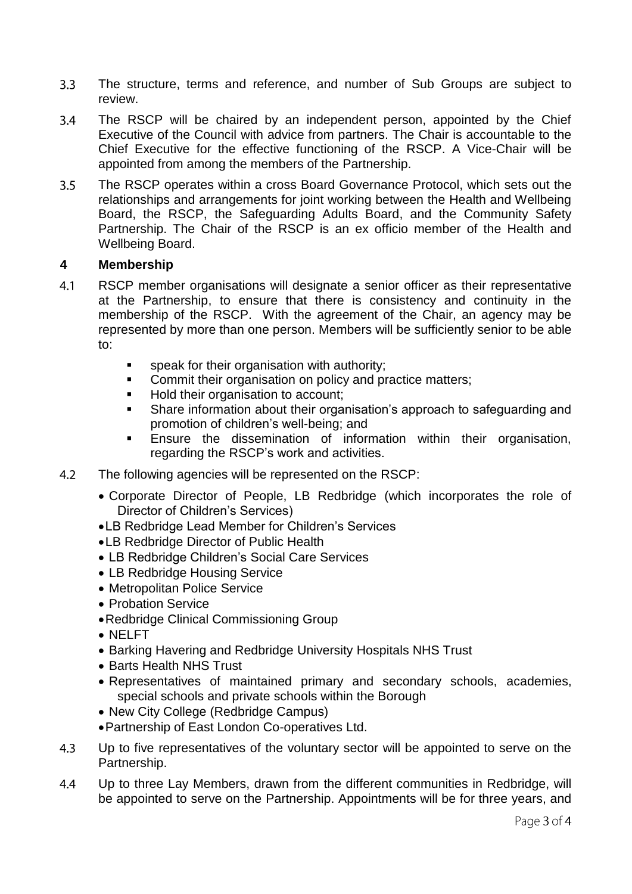3.3 The structure, terms and reference, and number of Sub Groups are subject to review.

3.4 The RSCP will be chaired by an independent person, appointed by the Chief Executive of the Council with advice from partners. The Chair is accountable to the Chief Executive for the effective functioning of the RSCP. A Vice-Chair will be appointed from among the members of the Partnership.

3.5 The RSCP operates within a cross Board Governance Protocol, which sets out the relationships and arrangements for joint working between the Health and Wellbeing Board, the RSCP, the Safeguarding Adults Board, and the Community Safety Partnership. The Chair of the RSCP is an ex officio member of the Health and Wellbeing Board.

## 4 Membership

4.1 RSCP member organisations will designate a senior officer as their representative at the Partnership, to ensure that there is consistency and continuity in the membership of the RSCP. With the agreement of the Chair, an agency may be represented by more than one person. Members will be sufficiently senior to be able to:

- speak for their organisation with authority;
- Commit their organisation on policy and practice matters;
- Hold their organisation to account;
- Share information about their organisation's approach to safeguarding and promotion of children's well-being; and
- Ensure the dissemination of information within their organisation, regarding the RSCP's work and activities.

4.2 The following agencies will be represented on the RSCP:

- Corporate Director of People, LB Redbridge (which incorporates the role of Director of Children's Services)
- LB Redbridge Lead Member for Children's Services
- LB Redbridge Director of Public Health
- LB Redbridge Children's Social Care Services
- LB Redbridge Housing Service
- Metropolitan Police Service
- Probation Service
- Redbridge Clinical Commissioning Group
- NELFT
- Barking Havering and Redbridge University Hospitals NHS Trust
- Barts Health NHS Trust
- Representatives of maintained primary and secondary schools, academies, special schools and private schools within the Borough
- New City College (Redbridge Campus)
- Partnership of East London Co-operatives Ltd.

4.3 Up to five representatives of the voluntary sector will be appointed to serve on the Partnership.

4.4 Up to three Lay Members, drawn from the different communities in Redbridge, will be appointed to serve on the Partnership. Appointments will be for three years, and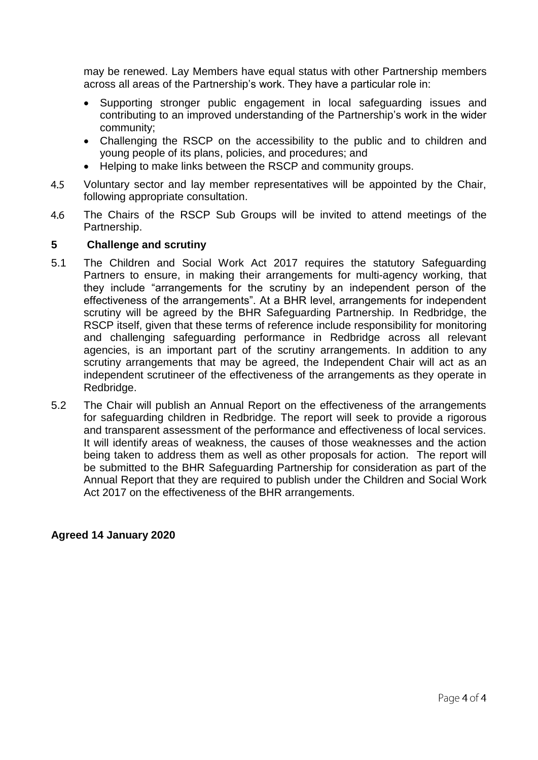may be renewed. Lay Members have equal status with other Partnership members across all areas of the Partnership's work. They have a particular role in:

- Supporting stronger public engagement in local safeguarding issues and contributing to an improved understanding of the Partnership's work in the wider community;
- Challenging the RSCP on the accessibility to the public and to children and young people of its plans, policies, and procedures; and
- Helping to make links between the RSCP and community groups.

4.5 Voluntary sector and lay member representatives will be appointed by the Chair, following appropriate consultation.

4.6 The Chairs of the RSCP Sub Groups will be invited to attend meetings of the Partnership.

## 5 Challenge and scrutiny

5.1 The Children and Social Work Act 2017 requires the statutory Safeguarding Partners to ensure, in making their arrangements for multi-agency working, that they include "arrangements for the scrutiny by an independent person of the effectiveness of the arrangements". At a BHR level, arrangements for independent scrutiny will be agreed by the BHR Safeguarding Partnership. In Redbridge, the RSCP itself, given that these terms of reference include responsibility for monitoring and challenging safeguarding performance in Redbridge across all relevant agencies, is an important part of the scrutiny arrangements. In addition to any scrutiny arrangements that may be agreed, the Independent Chair will act as an independent scrutineer of the effectiveness of the arrangements as they operate in Redbridge.

5.2 The Chair will publish an Annual Report on the effectiveness of the arrangements for safeguarding children in Redbridge. The report will seek to provide a rigorous and transparent assessment of the performance and effectiveness of local services. It will identify areas of weakness, the causes of those weaknesses and the action being taken to address them as well as other proposals for action. The report will be submitted to the BHR Safeguarding Partnership for consideration as part of the Annual Report that they are required to publish under the Children and Social Work Act 2017 on the effectiveness of the BHR arrangements.

**Agreed 14 January 2020**